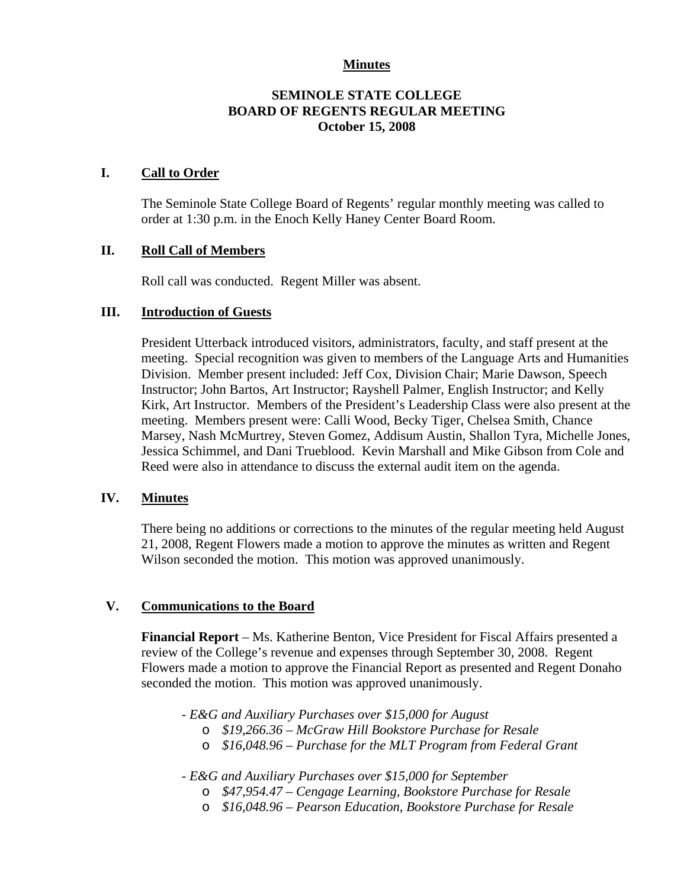**Minutes**

# SEMINOLE STATE COLLEGE
# BOARD OF REGENTS REGULAR MEETING
# October 15, 2008

## I. Call to Order

The Seminole State College Board of Regents' regular monthly meeting was called to order at 1:30 p.m. in the Enoch Kelly Haney Center Board Room.

## II. Roll Call of Members

Roll call was conducted. Regent Miller was absent.

## III. Introduction of Guests

President Utterback introduced visitors, administrators, faculty, and staff present at the meeting. Special recognition was given to members of the Language Arts and Humanities Division. Member present included: Jeff Cox, Division Chair; Marie Dawson, Speech Instructor; John Bartos, Art Instructor; Rayshell Palmer, English Instructor; and Kelly Kirk, Art Instructor. Members of the President's Leadership Class were also present at the meeting. Members present were: Calli Wood, Becky Tiger, Chelsea Smith, Chance Marsey, Nash McMurtrey, Steven Gomez, Addisum Austin, Shallon Tyra, Michelle Jones, Jessica Schimmel, and Dani Trueblood. Kevin Marshall and Mike Gibson from Cole and Reed were also in attendance to discuss the external audit item on the agenda.

## IV. Minutes

There being no additions or corrections to the minutes of the regular meeting held August 21, 2008, Regent Flowers made a motion to approve the minutes as written and Regent Wilson seconded the motion. This motion was approved unanimously.

## V. Communications to the Board

**Financial Report** – Ms. Katherine Benton, Vice President for Fiscal Affairs presented a review of the College's revenue and expenses through September 30, 2008. Regent Flowers made a motion to approve the Financial Report as presented and Regent Donaho seconded the motion. This motion was approved unanimously.

- *E&G and Auxiliary Purchases over $15,000 for August*
  - *$19,266.36 – McGraw Hill Bookstore Purchase for Resale*
  - *$16,048.96 – Purchase for the MLT Program from Federal Grant*

- *E&G and Auxiliary Purchases over $15,000 for September*
  - *$47,954.47 – Cengage Learning, Bookstore Purchase for Resale*
  - *$16,048.96 – Pearson Education, Bookstore Purchase for Resale*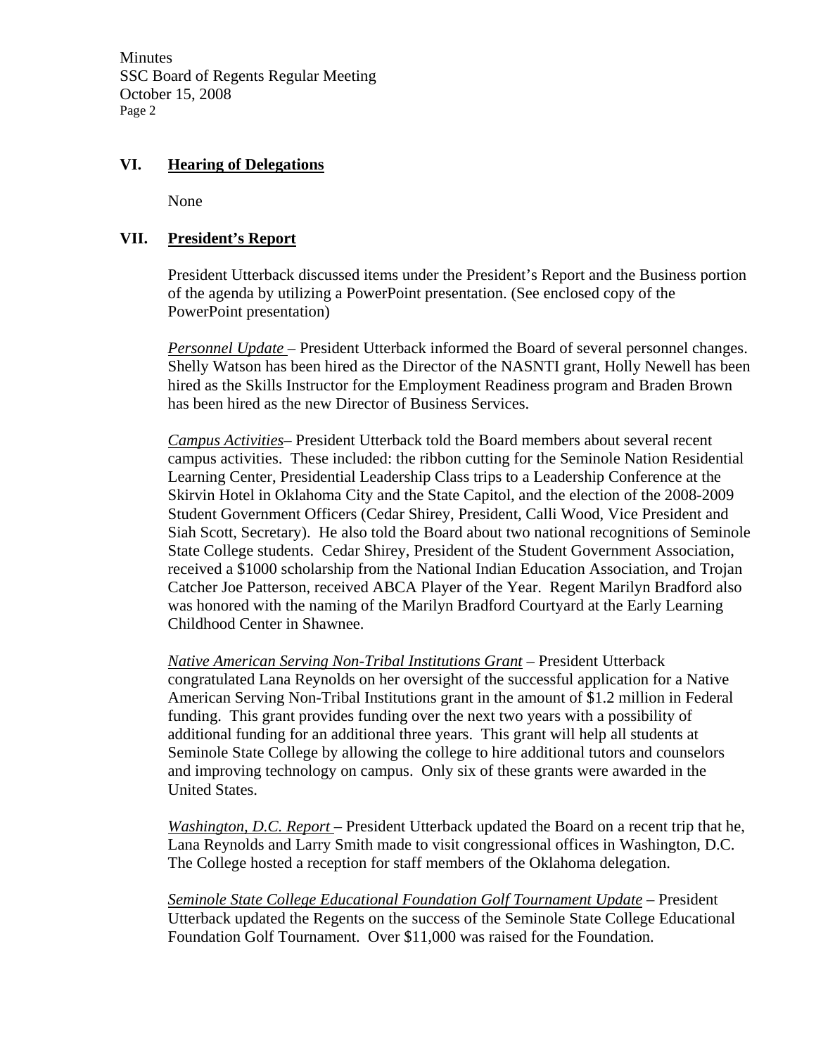## VI. Hearing of Delegations

None

## VII. President's Report

President Utterback discussed items under the President's Report and the Business portion of the agenda by utilizing a PowerPoint presentation. (See enclosed copy of the PowerPoint presentation)

*Personnel Update* – President Utterback informed the Board of several personnel changes. Shelly Watson has been hired as the Director of the NASNTI grant, Holly Newell has been hired as the Skills Instructor for the Employment Readiness program and Braden Brown has been hired as the new Director of Business Services.

*Campus Activities*– President Utterback told the Board members about several recent campus activities. These included: the ribbon cutting for the Seminole Nation Residential Learning Center, Presidential Leadership Class trips to a Leadership Conference at the Skirvin Hotel in Oklahoma City and the State Capitol, and the election of the 2008-2009 Student Government Officers (Cedar Shirey, President, Calli Wood, Vice President and Siah Scott, Secretary). He also told the Board about two national recognitions of Seminole State College students. Cedar Shirey, President of the Student Government Association, received a $1000 scholarship from the National Indian Education Association, and Trojan Catcher Joe Patterson, received ABCA Player of the Year. Regent Marilyn Bradford also was honored with the naming of the Marilyn Bradford Courtyard at the Early Learning Childhood Center in Shawnee.

*Native American Serving Non-Tribal Institutions Grant* – President Utterback congratulated Lana Reynolds on her oversight of the successful application for a Native American Serving Non-Tribal Institutions grant in the amount of $1.2 million in Federal funding. This grant provides funding over the next two years with a possibility of additional funding for an additional three years. This grant will help all students at Seminole State College by allowing the college to hire additional tutors and counselors and improving technology on campus. Only six of these grants were awarded in the United States.

*Washington, D.C. Report* – President Utterback updated the Board on a recent trip that he, Lana Reynolds and Larry Smith made to visit congressional offices in Washington, D.C. The College hosted a reception for staff members of the Oklahoma delegation.

*Seminole State College Educational Foundation Golf Tournament Update* – President Utterback updated the Regents on the success of the Seminole State College Educational Foundation Golf Tournament. Over $11,000 was raised for the Foundation.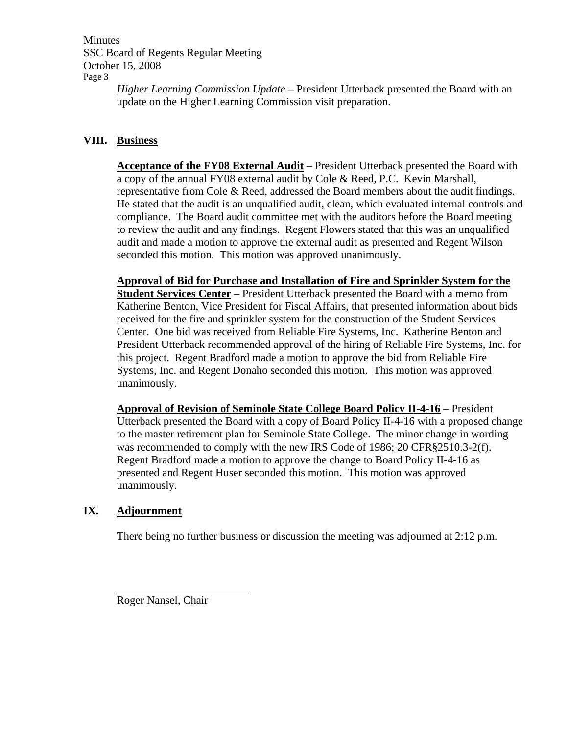*Higher Learning Commission Update* – President Utterback presented the Board with an update on the Higher Learning Commission visit preparation.

## VIII. Business

**Acceptance of the FY08 External Audit** – President Utterback presented the Board with a copy of the annual FY08 external audit by Cole & Reed, P.C. Kevin Marshall, representative from Cole & Reed, addressed the Board members about the audit findings. He stated that the audit is an unqualified audit, clean, which evaluated internal controls and compliance. The Board audit committee met with the auditors before the Board meeting to review the audit and any findings. Regent Flowers stated that this was an unqualified audit and made a motion to approve the external audit as presented and Regent Wilson seconded this motion. This motion was approved unanimously.

**Approval of Bid for Purchase and Installation of Fire and Sprinkler System for the Student Services Center** – President Utterback presented the Board with a memo from Katherine Benton, Vice President for Fiscal Affairs, that presented information about bids received for the fire and sprinkler system for the construction of the Student Services Center. One bid was received from Reliable Fire Systems, Inc. Katherine Benton and President Utterback recommended approval of the hiring of Reliable Fire Systems, Inc. for this project. Regent Bradford made a motion to approve the bid from Reliable Fire Systems, Inc. and Regent Donaho seconded this motion. This motion was approved unanimously.

**Approval of Revision of Seminole State College Board Policy II-4-16** – President Utterback presented the Board with a copy of Board Policy II-4-16 with a proposed change to the master retirement plan for Seminole State College. The minor change in wording was recommended to comply with the new IRS Code of 1986; 20 CFR§2510.3-2(f). Regent Bradford made a motion to approve the change to Board Policy II-4-16 as presented and Regent Huser seconded this motion. This motion was approved unanimously.

## IX. Adjournment

There being no further business or discussion the meeting was adjourned at 2:12 p.m.

\_\_\_\_\_\_\_\_\_\_\_\_\_\_\_\_\_\_\_\_\_\_\_\_\_\_

Roger Nansel, Chair